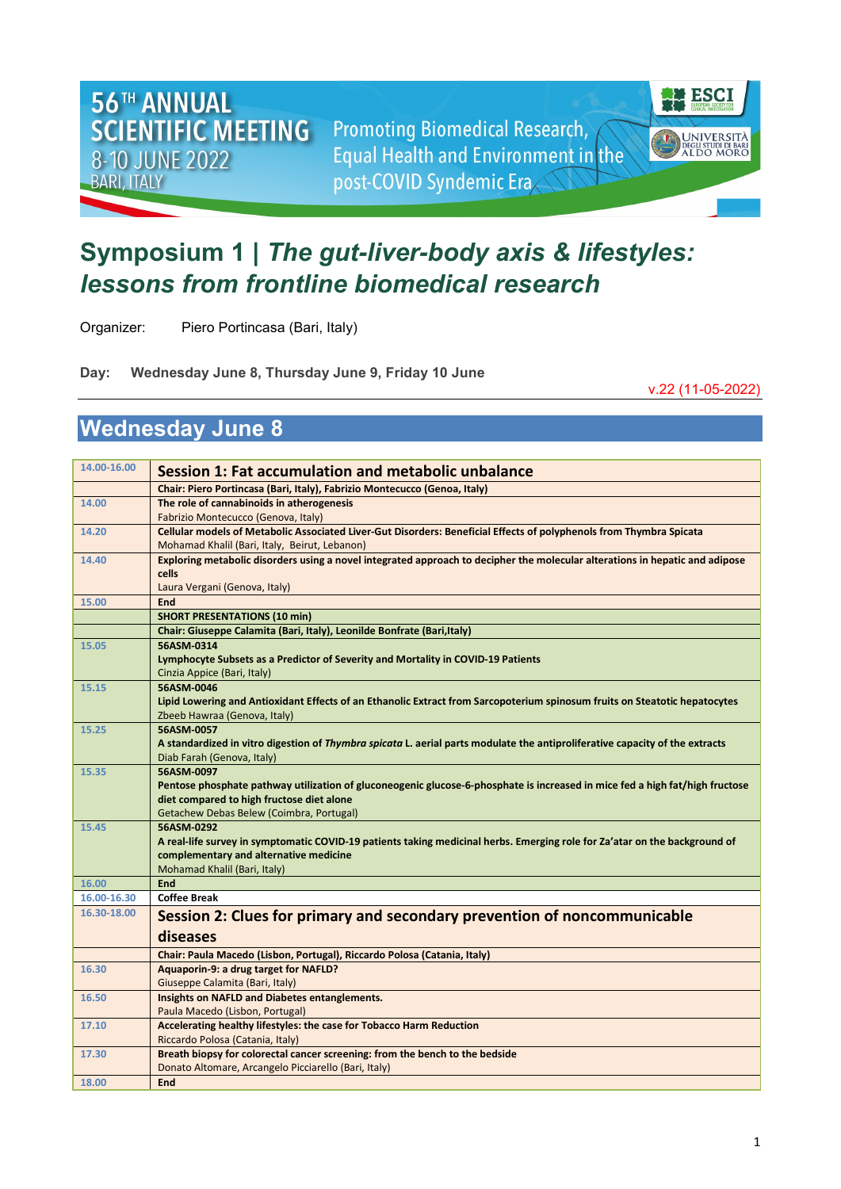56TH ANNUAL SCIENTIFIC MEETING
8-10 JUNE 2022
BARI, ITALY

Promoting Biomedical Research, Equal Health and Environment in the post-COVID Syndemic Era

ESCI European Society for Clinical Investigation
Università degli Studi di Bari Aldo Moro

# Symposium 1 | *The gut-liver-body axis & lifestyles: lessons from frontline biomedical research*

Organizer: Piero Portincasa (Bari, Italy)

**Day: Wednesday June 8, Thursday June 9, Friday 10 June**

v.22 (11-05-2022)

## Wednesday June 8

| Time | Programme |
|---|---|
| 14.00-16.00 | **Session 1: Fat accumulation and metabolic unbalance** |
| | **Chair: Piero Portincasa (Bari, Italy), Fabrizio Montecucco (Genoa, Italy)** |
| 14.00 | **The role of cannabinoids in atherogenesis**<br>Fabrizio Montecucco (Genova, Italy) |
| 14.20 | **Cellular models of Metabolic Associated Liver-Gut Disorders: Beneficial Effects of polyphenols from Thymbra Spicata**<br>Mohamad Khalil (Bari, Italy, Beirut, Lebanon) |
| 14.40 | **Exploring metabolic disorders using a novel integrated approach to decipher the molecular alterations in hepatic and adipose cells**<br>Laura Vergani (Genova, Italy) |
| 15.00 | **End** |
| | **SHORT PRESENTATIONS (10 min)** |
| | **Chair: Giuseppe Calamita (Bari, Italy), Leonilde Bonfrate (Bari,Italy)** |
| 15.05 | **56ASM-0314**<br>**Lymphocyte Subsets as a Predictor of Severity and Mortality in COVID-19 Patients**<br>Cinzia Appice (Bari, Italy) |
| 15.15 | **56ASM-0046**<br>**Lipid Lowering and Antioxidant Effects of an Ethanolic Extract from Sarcopoterium spinosum fruits on Steatotic hepatocytes**<br>Zbeeb Hawraa (Genova, Italy) |
| 15.25 | **56ASM-0057**<br>**A standardized in vitro digestion of *Thymbra spicata* L. aerial parts modulate the antiproliferative capacity of the extracts**<br>Diab Farah (Genova, Italy) |
| 15.35 | **56ASM-0097**<br>**Pentose phosphate pathway utilization of gluconeogenic glucose-6-phosphate is increased in mice fed a high fat/high fructose diet compared to high fructose diet alone**<br>Getachew Debas Belew (Coimbra, Portugal) |
| 15.45 | **56ASM-0292**<br>**A real-life survey in symptomatic COVID-19 patients taking medicinal herbs. Emerging role for Za'atar on the background of complementary and alternative medicine**<br>Mohamad Khalil (Bari, Italy) |
| 16.00 | **End** |
| 16.00-16.30 | **Coffee Break** |
| 16.30-18.00 | **Session 2: Clues for primary and secondary prevention of noncommunicable diseases** |
| | **Chair: Paula Macedo (Lisbon, Portugal), Riccardo Polosa (Catania, Italy)** |
| 16.30 | **Aquaporin-9: a drug target for NAFLD?**<br>Giuseppe Calamita (Bari, Italy) |
| 16.50 | **Insights on NAFLD and Diabetes entanglements.**<br>Paula Macedo (Lisbon, Portugal) |
| 17.10 | **Accelerating healthy lifestyles: the case for Tobacco Harm Reduction**<br>Riccardo Polosa (Catania, Italy) |
| 17.30 | **Breath biopsy for colorectal cancer screening: from the bench to the bedside**<br>Donato Altomare, Arcangelo Picciarello (Bari, Italy) |
| 18.00 | **End** |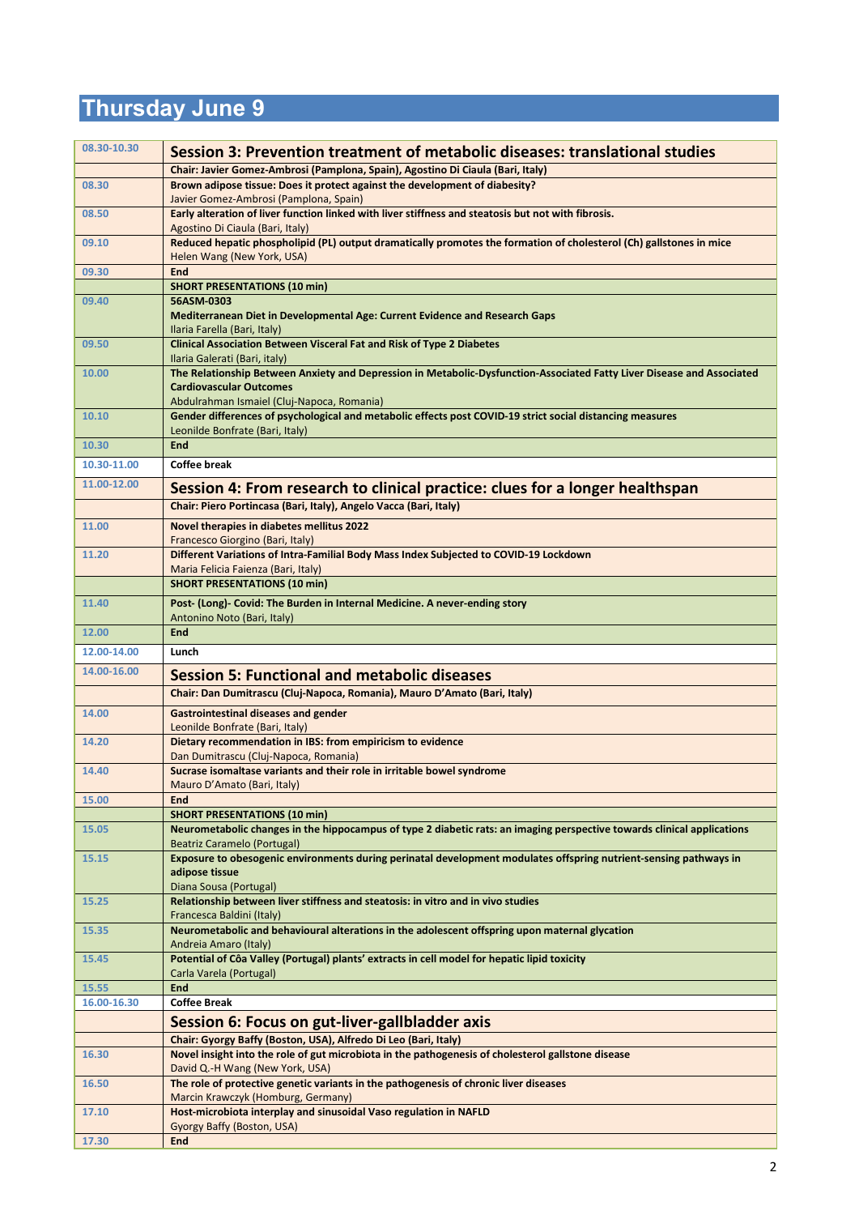# Thursday June 9

| | |
|---|---|
| 08.30-10.30 | **Session 3: Prevention treatment of metabolic diseases: translational studies** |
| | **Chair: Javier Gomez-Ambrosi (Pamplona, Spain), Agostino Di Ciaula (Bari, Italy)** |
| 08.30 | **Brown adipose tissue: Does it protect against the development of diabesity?**<br>Javier Gomez-Ambrosi (Pamplona, Spain) |
| 08.50 | **Early alteration of liver function linked with liver stiffness and steatosis but not with fibrosis.**<br>Agostino Di Ciaula (Bari, Italy) |
| 09.10 | **Reduced hepatic phospholipid (PL) output dramatically promotes the formation of cholesterol (Ch) gallstones in mice**<br>Helen Wang (New York, USA) |
| 09.30 | **End** |
| | **SHORT PRESENTATIONS (10 min)** |
| 09.40 | **56ASM-0303**<br>**Mediterranean Diet in Developmental Age: Current Evidence and Research Gaps**<br>Ilaria Farella (Bari, Italy) |
| 09.50 | **Clinical Association Between Visceral Fat and Risk of Type 2 Diabetes**<br>Ilaria Galerati (Bari, italy) |
| 10.00 | **The Relationship Between Anxiety and Depression in Metabolic-Dysfunction-Associated Fatty Liver Disease and Associated Cardiovascular Outcomes**<br>Abdulrahman Ismaiel (Cluj-Napoca, Romania) |
| 10.10 | **Gender differences of psychological and metabolic effects post COVID-19 strict social distancing measures**<br>Leonilde Bonfrate (Bari, Italy) |
| 10.30 | **End** |
| 10.30-11.00 | **Coffee break** |
| 11.00-12.00 | **Session 4: From research to clinical practice: clues for a longer healthspan** |
| | **Chair: Piero Portincasa (Bari, Italy), Angelo Vacca (Bari, Italy)** |
| 11.00 | **Novel therapies in diabetes mellitus 2022**<br>Francesco Giorgino (Bari, Italy) |
| 11.20 | **Different Variations of Intra-Familial Body Mass Index Subjected to COVID-19 Lockdown**<br>Maria Felicia Faienza (Bari, Italy) |
| | **SHORT PRESENTATIONS (10 min)** |
| 11.40 | **Post- (Long)- Covid: The Burden in Internal Medicine. A never-ending story**<br>Antonino Noto (Bari, Italy) |
| 12.00 | **End** |
| 12.00-14.00 | **Lunch** |
| 14.00-16.00 | **Session 5: Functional and metabolic diseases** |
| | **Chair: Dan Dumitrascu (Cluj-Napoca, Romania), Mauro D'Amato (Bari, Italy)** |
| 14.00 | **Gastrointestinal diseases and gender**<br>Leonilde Bonfrate (Bari, Italy) |
| 14.20 | **Dietary recommendation in IBS: from empiricism to evidence**<br>Dan Dumitrascu (Cluj-Napoca, Romania) |
| 14.40 | **Sucrase isomaltase variants and their role in irritable bowel syndrome**<br>Mauro D'Amato (Bari, Italy) |
| 15.00 | **End** |
| | **SHORT PRESENTATIONS (10 min)** |
| 15.05 | **Neurometabolic changes in the hippocampus of type 2 diabetic rats: an imaging perspective towards clinical applications**<br>Beatriz Caramelo (Portugal) |
| 15.15 | **Exposure to obesogenic environments during perinatal development modulates offspring nutrient-sensing pathways in adipose tissue**<br>Diana Sousa (Portugal) |
| 15.25 | **Relationship between liver stiffness and steatosis: in vitro and in vivo studies**<br>Francesca Baldini (Italy) |
| 15.35 | **Neurometabolic and behavioural alterations in the adolescent offspring upon maternal glycation**<br>Andreia Amaro (Italy) |
| 15.45 | **Potential of Côa Valley (Portugal) plants' extracts in cell model for hepatic lipid toxicity**<br>Carla Varela (Portugal) |
| 15.55 | **End** |
| 16.00-16.30 | **Coffee Break** |
| | **Session 6: Focus on gut-liver-gallbladder axis** |
| | **Chair: Gyorgy Baffy (Boston, USA), Alfredo Di Leo (Bari, Italy)** |
| 16.30 | **Novel insight into the role of gut microbiota in the pathogenesis of cholesterol gallstone disease**<br>David Q.-H Wang (New York, USA) |
| 16.50 | **The role of protective genetic variants in the pathogenesis of chronic liver diseases**<br>Marcin Krawczyk (Homburg, Germany) |
| 17.10 | **Host-microbiota interplay and sinusoidal Vaso regulation in NAFLD**<br>Gyorgy Baffy (Boston, USA) |
| 17.30 | **End** |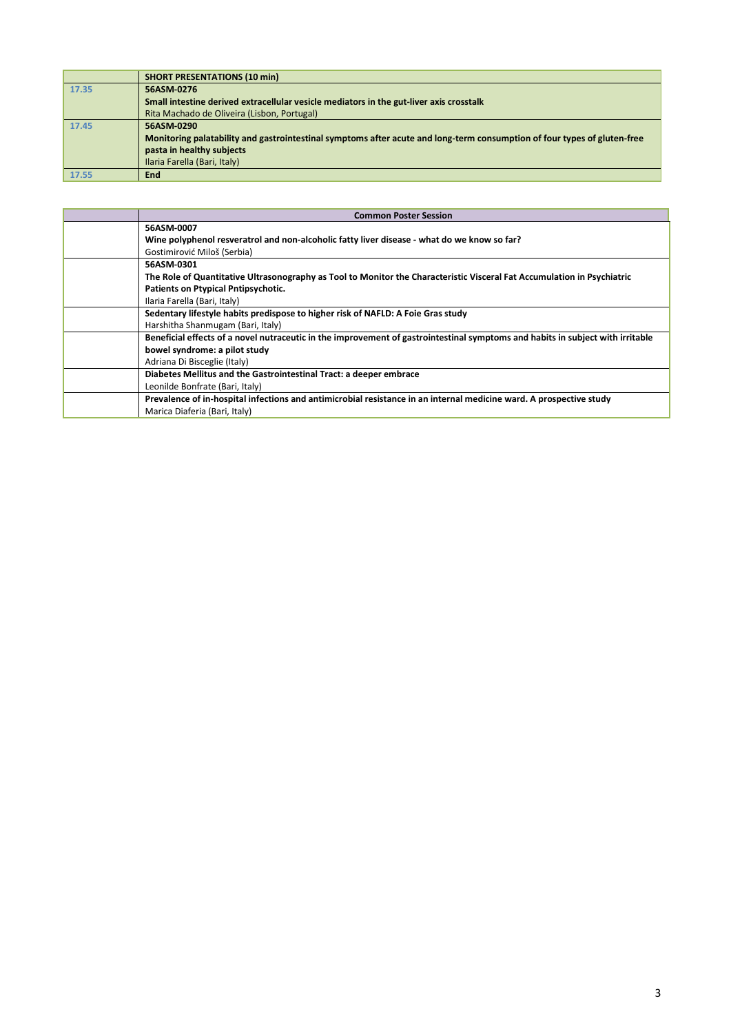| | SHORT PRESENTATIONS (10 min) |
|---|---|
| 17.35 | **56ASM-0276**<br>**Small intestine derived extracellular vesicle mediators in the gut-liver axis crosstalk**<br>Rita Machado de Oliveira (Lisbon, Portugal) |
| 17.45 | **56ASM-0290**<br>**Monitoring palatability and gastrointestinal symptoms after acute and long-term consumption of four types of gluten-free pasta in healthy subjects**<br>Ilaria Farella (Bari, Italy) |
| 17.55 | **End** |

| | Common Poster Session |
|---|---|
| | **56ASM-0007**<br>**Wine polyphenol resveratrol and non-alcoholic fatty liver disease - what do we know so far?**<br>Gostimirović Miloš (Serbia) |
| | **56ASM-0301**<br>**The Role of Quantitative Ultrasonography as Tool to Monitor the Characteristic Visceral Fat Accumulation in Psychiatric Patients on Ptypical Pntipsychotic.**<br>Ilaria Farella (Bari, Italy) |
| | **Sedentary lifestyle habits predispose to higher risk of NAFLD: A Foie Gras study**<br>Harshitha Shanmugam (Bari, Italy) |
| | **Beneficial effects of a novel nutraceutic in the improvement of gastrointestinal symptoms and habits in subject with irritable bowel syndrome: a pilot study**<br>Adriana Di Bisceglie (Italy) |
| | **Diabetes Mellitus and the Gastrointestinal Tract: a deeper embrace**<br>Leonilde Bonfrate (Bari, Italy) |
| | **Prevalence of in-hospital infections and antimicrobial resistance in an internal medicine ward. A prospective study**<br>Marica Diaferia (Bari, Italy) |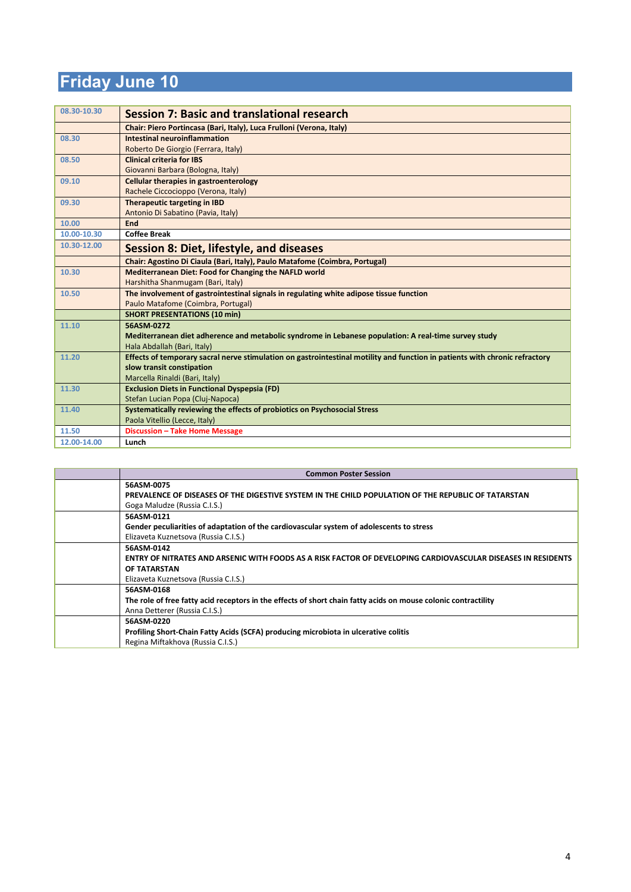# Friday June 10

| | |
|---|---|
| 08.30-10.30 | **Session 7: Basic and translational research** |
| | **Chair: Piero Portincasa (Bari, Italy), Luca Frulloni (Verona, Italy)** |
| 08.30 | **Intestinal neuroinflammation**<br>Roberto De Giorgio (Ferrara, Italy) |
| 08.50 | **Clinical criteria for IBS**<br>Giovanni Barbara (Bologna, Italy) |
| 09.10 | **Cellular therapies in gastroenterology**<br>Rachele Ciccocioppo (Verona, Italy) |
| 09.30 | **Therapeutic targeting in IBD**<br>Antonio Di Sabatino (Pavia, Italy) |
| 10.00 | **End** |
| 10.00-10.30 | **Coffee Break** |
| 10.30-12.00 | **Session 8: Diet, lifestyle, and diseases** |
| | **Chair: Agostino Di Ciaula (Bari, Italy), Paulo Matafome (Coimbra, Portugal)** |
| 10.30 | **Mediterranean Diet: Food for Changing the NAFLD world**<br>Harshitha Shanmugam (Bari, Italy) |
| 10.50 | **The involvement of gastrointestinal signals in regulating white adipose tissue function**<br>Paulo Matafome (Coimbra, Portugal) |
| | **SHORT PRESENTATIONS (10 min)** |
| 11.10 | **56ASM-0272**<br>**Mediterranean diet adherence and metabolic syndrome in Lebanese population: A real-time survey study**<br>Hala Abdallah (Bari, Italy) |
| 11.20 | **Effects of temporary sacral nerve stimulation on gastrointestinal motility and function in patients with chronic refractory slow transit constipation**<br>Marcella Rinaldi (Bari, Italy) |
| 11.30 | **Exclusion Diets in Functional Dyspepsia (FD)**<br>Stefan Lucian Popa (Cluj-Napoca) |
| 11.40 | **Systematically reviewing the effects of probiotics on Psychosocial Stress**<br>Paola Vitellio (Lecce, Italy) |
| 11.50 | **Discussion – Take Home Message** |
| 12.00-14.00 | **Lunch** |

| | **Common Poster Session** |
|---|---|
| | **56ASM-0075**<br>**PREVALENCE OF DISEASES OF THE DIGESTIVE SYSTEM IN THE CHILD POPULATION OF THE REPUBLIC OF TATARSTAN**<br>Goga Maludze (Russia C.I.S.) |
| | **56ASM-0121**<br>**Gender peculiarities of adaptation of the cardiovascular system of adolescents to stress**<br>Elizaveta Kuznetsova (Russia C.I.S.) |
| | **56ASM-0142**<br>**ENTRY OF NITRATES AND ARSENIC WITH FOODS AS A RISK FACTOR OF DEVELOPING CARDIOVASCULAR DISEASES IN RESIDENTS OF TATARSTAN**<br>Elizaveta Kuznetsova (Russia C.I.S.) |
| | **56ASM-0168**<br>**The role of free fatty acid receptors in the effects of short chain fatty acids on mouse colonic contractility**<br>Anna Detterer (Russia C.I.S.) |
| | **56ASM-0220**<br>**Profiling Short-Chain Fatty Acids (SCFA) producing microbiota in ulcerative colitis**<br>Regina Miftakhova (Russia C.I.S.) |